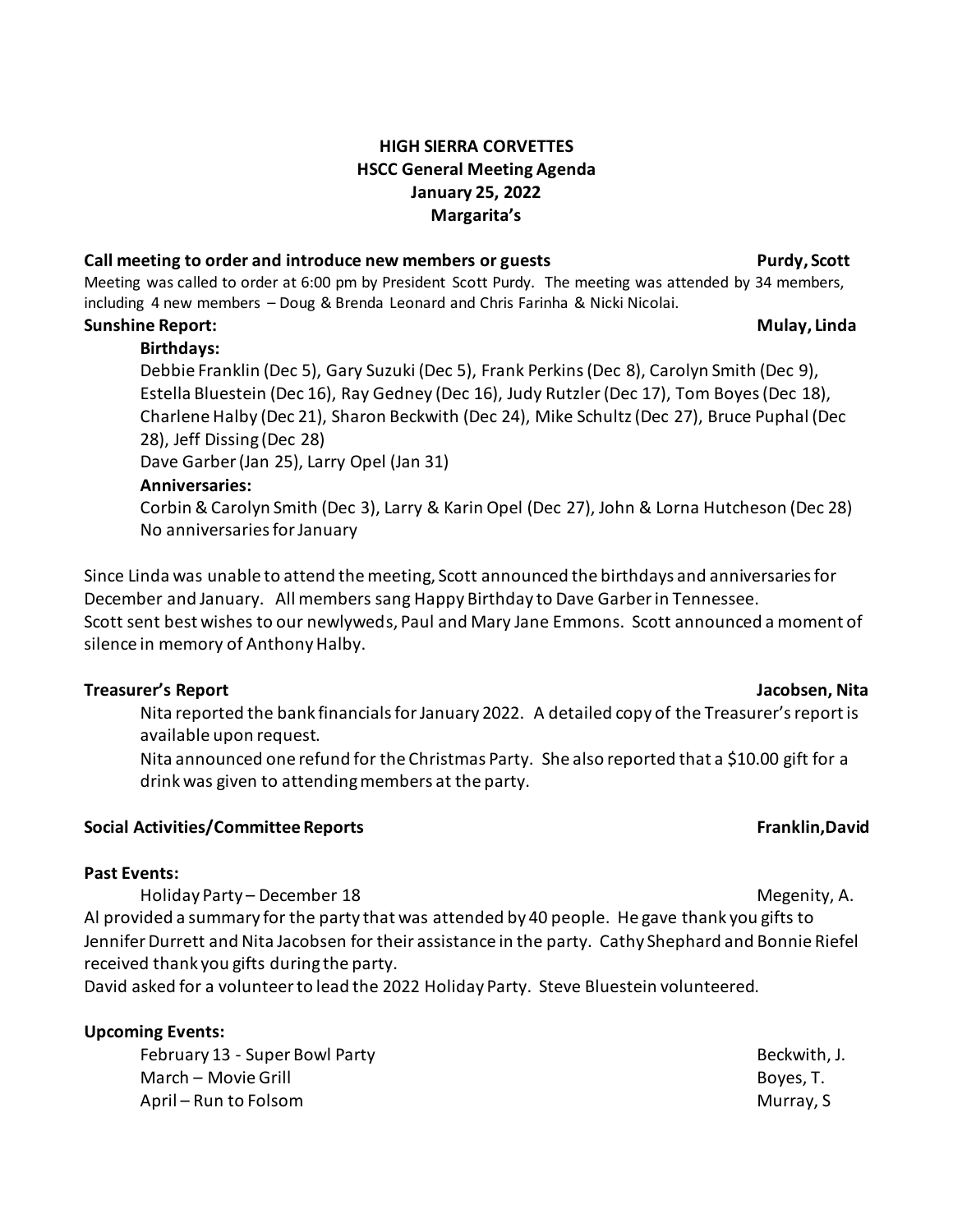# HIGH SIERRA CORVETTES
## HSCC General Meeting Agenda
## January 25, 2022
## Margarita's

**Call meeting to order and introduce new members or guests** — **Purdy, Scott**

Meeting was called to order at 6:00 pm by President Scott Purdy. The meeting was attended by 34 members, including 4 new members – Doug & Brenda Leonard and Chris Farinha & Nicki Nicolai.

**Sunshine Report:** — **Mulay, Linda**

**Birthdays:**

Debbie Franklin (Dec 5), Gary Suzuki (Dec 5), Frank Perkins (Dec 8), Carolyn Smith (Dec 9), Estella Bluestein (Dec 16), Ray Gedney (Dec 16), Judy Rutzler (Dec 17), Tom Boyes (Dec 18), Charlene Halby (Dec 21), Sharon Beckwith (Dec 24), Mike Schultz (Dec 27), Bruce Puphal (Dec 28), Jeff Dissing (Dec 28)

Dave Garber (Jan 25), Larry Opel (Jan 31)

**Anniversaries:**

Corbin & Carolyn Smith (Dec 3), Larry & Karin Opel (Dec 27), John & Lorna Hutcheson (Dec 28)

No anniversaries for January

Since Linda was unable to attend the meeting, Scott announced the birthdays and anniversaries for December and January. All members sang Happy Birthday to Dave Garber in Tennessee.
Scott sent best wishes to our newlyweds, Paul and Mary Jane Emmons. Scott announced a moment of silence in memory of Anthony Halby.

**Treasurer's Report** — **Jacobsen, Nita**

Nita reported the bank financials for January 2022. A detailed copy of the Treasurer's report is available upon request.

Nita announced one refund for the Christmas Party. She also reported that a $10.00 gift for a drink was given to attending members at the party.

**Social Activities/Committee Reports** — **Franklin, David**

**Past Events:**

Holiday Party – December 18 — Megenity, A.

Al provided a summary for the party that was attended by 40 people. He gave thank you gifts to Jennifer Durrett and Nita Jacobsen for their assistance in the party. Cathy Shephard and Bonnie Riefel received thank you gifts during the party.
David asked for a volunteer to lead the 2022 Holiday Party. Steve Bluestein volunteered.

**Upcoming Events:**

February 13 - Super Bowl Party — Beckwith, J.
March – Movie Grill — Boyes, T.
April – Run to Folsom — Murray, S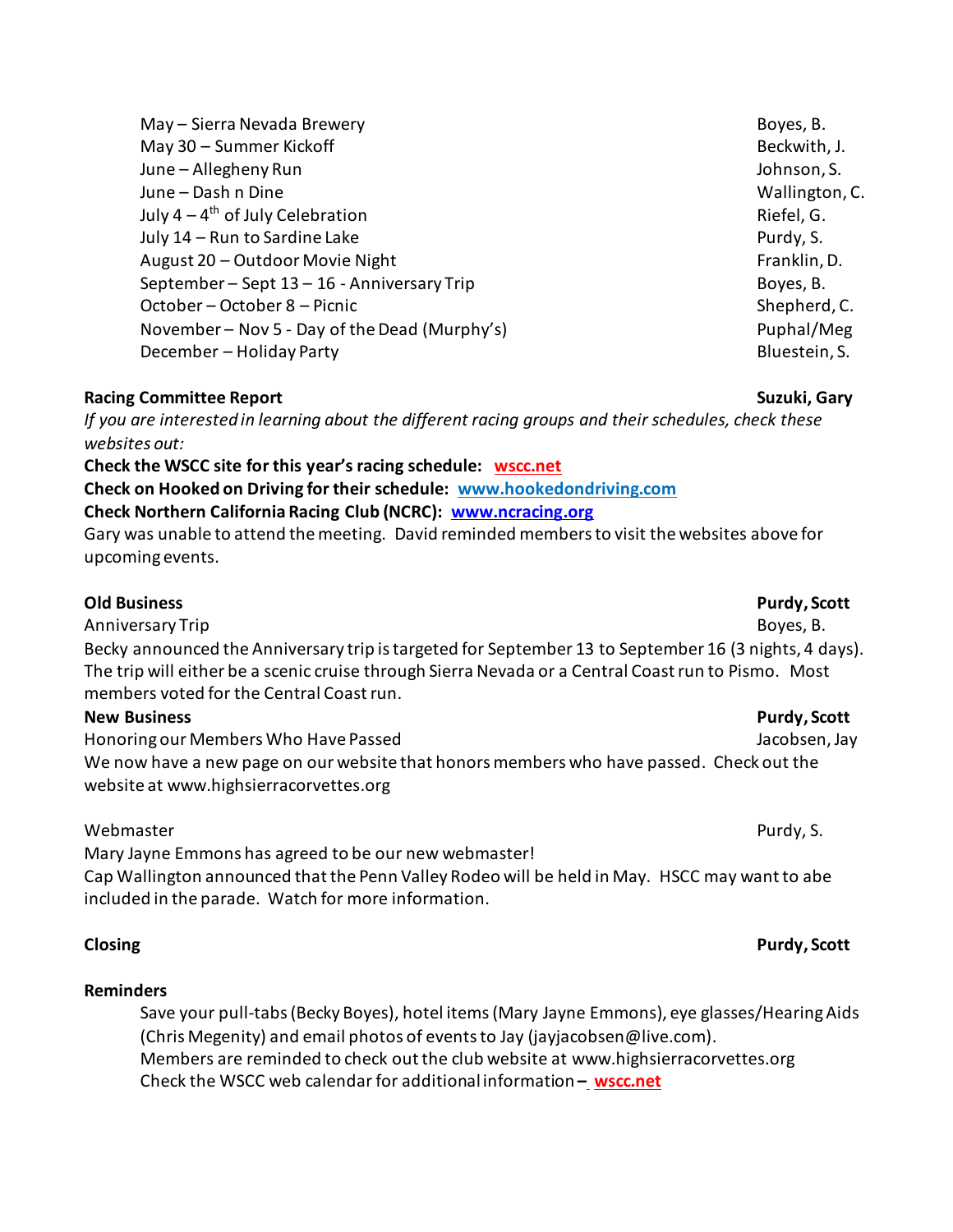| | |
|---|---|
| May – Sierra Nevada Brewery | Boyes, B. |
| May 30 – Summer Kickoff | Beckwith, J. |
| June – Allegheny Run | Johnson, S. |
| June – Dash n Dine | Wallington, C. |
| July 4 – 4th of July Celebration | Riefel, G. |
| July 14 – Run to Sardine Lake | Purdy, S. |
| August 20 – Outdoor Movie Night | Franklin, D. |
| September – Sept 13 – 16 - Anniversary Trip | Boyes, B. |
| October – October 8 – Picnic | Shepherd, C. |
| November – Nov 5 - Day of the Dead (Murphy's) | Puphal/Meg |
| December – Holiday Party | Bluestein, S. |

**Racing Committee Report** **Suzuki, Gary**

*If you are interested in learning about the different racing groups and their schedules, check these websites out:*

**Check the WSCC site for this year's racing schedule: wscc.net**

**Check on Hooked on Driving for their schedule: www.hookedondriving.com**

**Check Northern California Racing Club (NCRC): www.ncracing.org**

Gary was unable to attend the meeting. David reminded members to visit the websites above for upcoming events.

**Old Business** **Purdy, Scott**

Anniversary Trip — Boyes, B.

Becky announced the Anniversary trip is targeted for September 13 to September 16 (3 nights, 4 days). The trip will either be a scenic cruise through Sierra Nevada or a Central Coast run to Pismo. Most members voted for the Central Coast run.

**New Business** **Purdy, Scott**

Honoring our Members Who Have Passed — Jacobsen, Jay

We now have a new page on our website that honors members who have passed. Check out the website at www.highsierracorvettes.org

Webmaster — Purdy, S.

Mary Jayne Emmons has agreed to be our new webmaster!

Cap Wallington announced that the Penn Valley Rodeo will be held in May. HSCC may want to abe included in the parade. Watch for more information.

**Closing** **Purdy, Scott**

**Reminders**

Save your pull-tabs (Becky Boyes), hotel items (Mary Jayne Emmons), eye glasses/Hearing Aids (Chris Megenity) and email photos of events to Jay (jayjacobsen@live.com).

Members are reminded to check out the club website at www.highsierracorvettes.org

Check the WSCC web calendar for additional information – wscc.net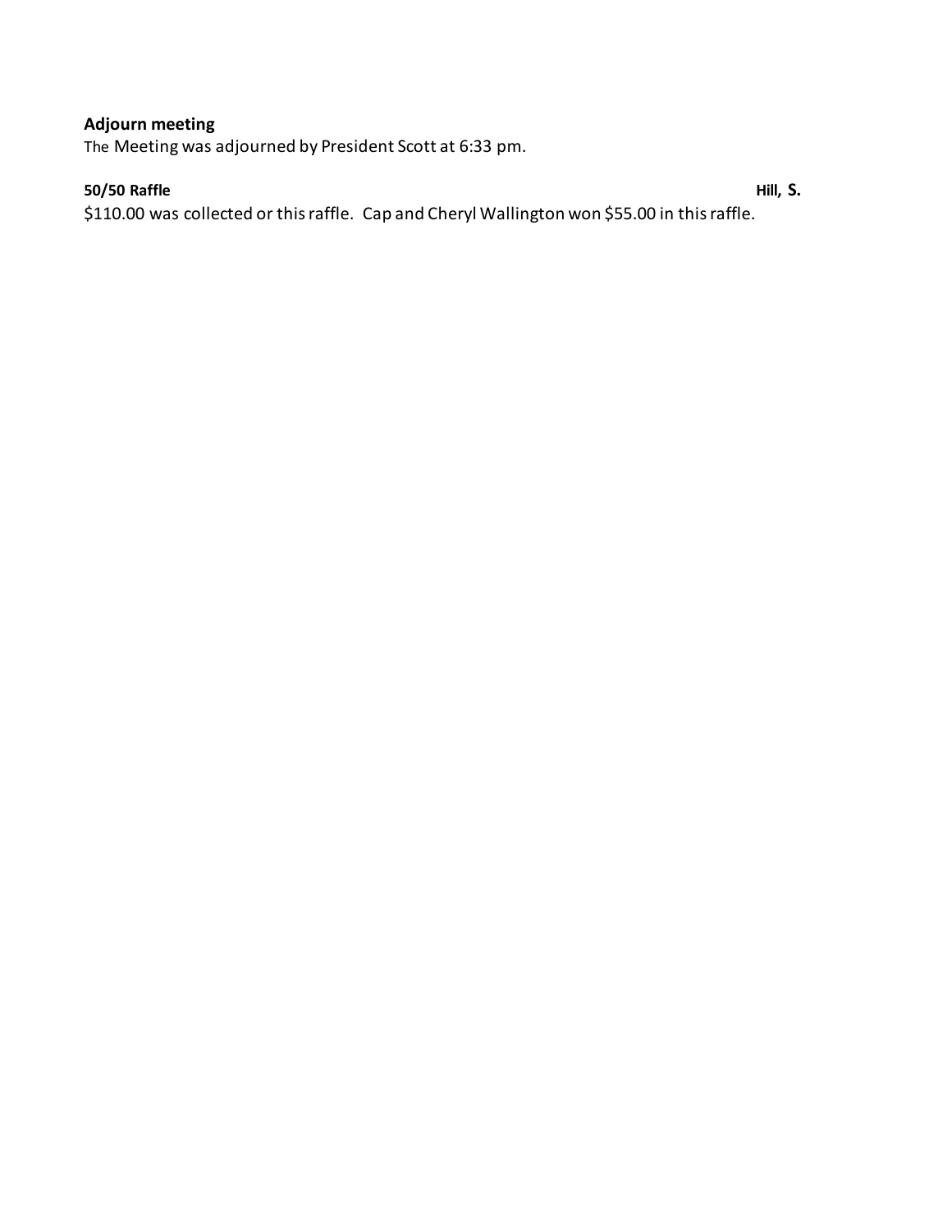**Adjourn meeting**

The Meeting was adjourned by President Scott at 6:33 pm.

**50/50 Raffle** **Hill, S.**

$110.00 was collected or this raffle. Cap and Cheryl Wallington won $55.00 in this raffle.